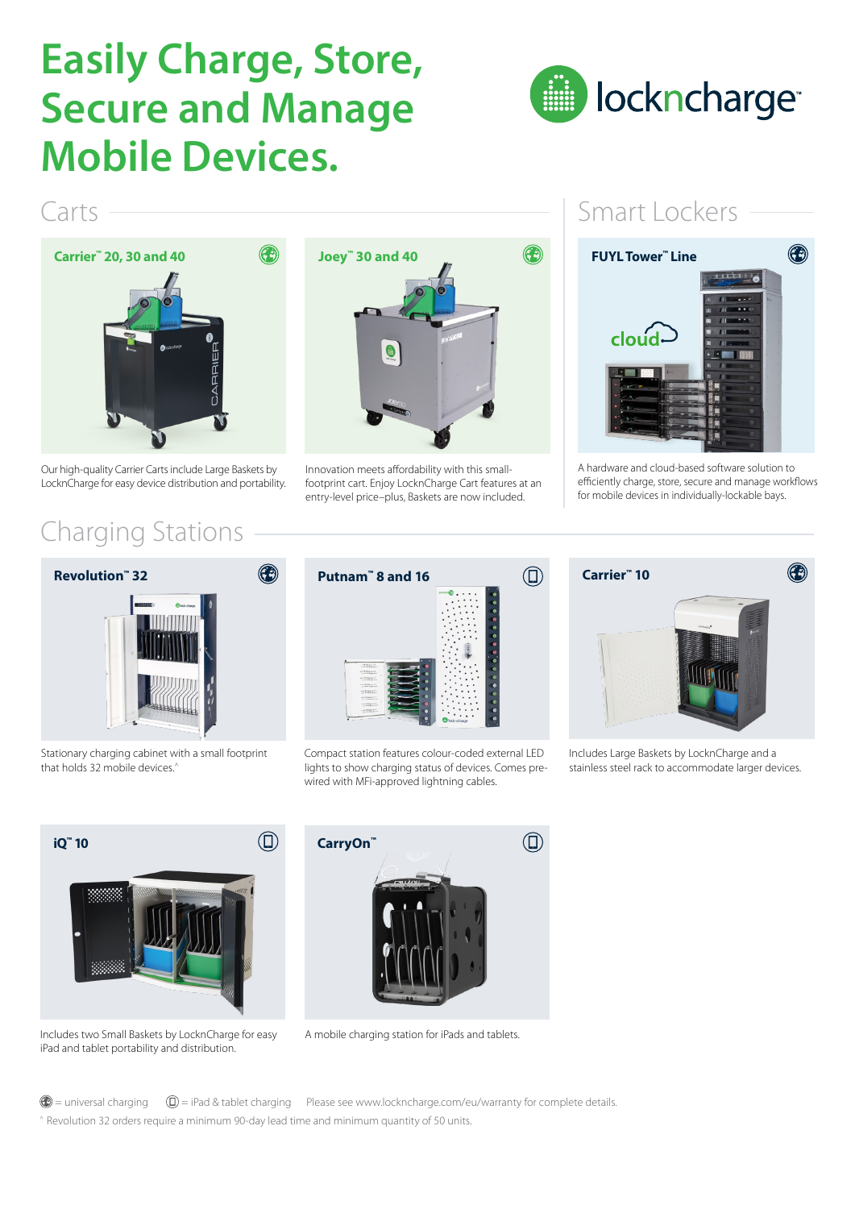# Easily Charge, Store, Secure and Manage Mobile Devices.

locknchargeᵀᴹ

## Carts

### Carrier™ 20, 30 and 40

Our high-quality Carrier Carts include Large Baskets by LocknCharge for easy device distribution and portability.

### Joey™ 30 and 40

Innovation meets affordability with this small-footprint cart. Enjoy LocknCharge Cart features at an entry-level price–plus, Baskets are now included.

## Smart Lockers

### FUYL Tower™ Line

A hardware and cloud-based software solution to efficiently charge, store, secure and manage workflows for mobile devices in individually-lockable bays.

## Charging Stations

### Revolution™ 32

Stationary charging cabinet with a small footprint that holds 32 mobile devices.^

### Putnam™ 8 and 16

Compact station features colour-coded external LED lights to show charging status of devices. Comes pre-wired with MFi-approved lightning cables.

### Carrier™ 10

Includes Large Baskets by LocknCharge and a stainless steel rack to accommodate larger devices.

### iQ™ 10

Includes two Small Baskets by LocknCharge for easy iPad and tablet portability and distribution.

### CarryOn™

A mobile charging station for iPads and tablets.

(universal icon) = universal charging (tablet icon) = iPad & tablet charging Please see www.lockncharge.com/eu/warranty for complete details.

^ Revolution 32 orders require a minimum 90-day lead time and minimum quantity of 50 units.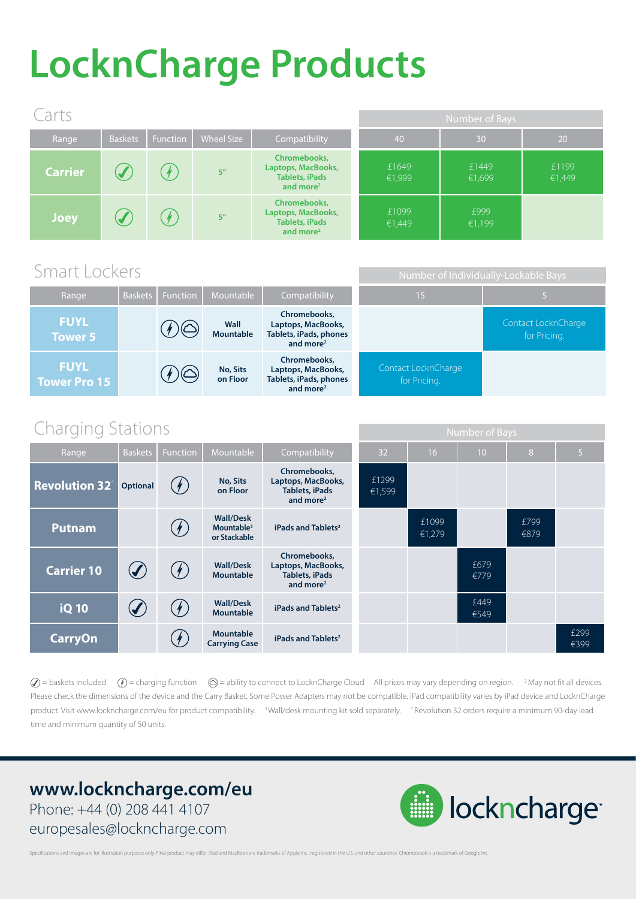# LocknCharge Products

## Carts

| Range | Baskets | Function | Wheel Size | Compatibility | Number of Bays: 40 | 30 | 20 |
|---|---|---|---|---|---|---|---|
| **Carrier** | ✓ | ⚡ | 5" | Chromebooks, Laptops, MacBooks, Tablets, iPads and more[2] | £1649 €1,999 | £1449 €1,699 | £1199 €1,449 |
| **Joey** | ✓ | ⚡ | 5" | Chromebooks, Laptops, MacBooks, Tablets, iPads and more[2] | £1099 €1,449 | £999 €1,199 | |

## Smart Lockers

| Range | Baskets | Function | Mountable | Compatibility | Number of Individually-Lockable Bays: 15 | 5 |
|---|---|---|---|---|---|---|
| **FUYL Tower 5** | | ⚡ ☁ | Wall Mountable | Chromebooks, Laptops, MacBooks, Tablets, iPads, phones and more[2] | | Contact LocknCharge for Pricing. |
| **FUYL Tower Pro 15** | | ⚡ ☁ | No, Sits on Floor | Chromebooks, Laptops, MacBooks, Tablets, iPads, phones and more[2] | Contact LocknCharge for Pricing. | |

## Charging Stations

| Range | Baskets | Function | Mountable | Compatibility | Number of Bays: 32 | 16 | 10 | 8 | 5 |
|---|---|---|---|---|---|---|---|---|---|
| **Revolution 32^** | Optional | ⚡ | No, Sits on Floor | Chromebooks, Laptops, MacBooks, Tablets, iPads and more[2] | £1299 €1,599 | | | | |
| **Putnam** | | ⚡ | Wall/Desk Mountable[3] or Stackable | iPads and Tablets[2] | | £1099 €1,279 | | £799 €879 | |
| **Carrier 10** | ✓ | ⚡ | Wall/Desk Mountable | Chromebooks, Laptops, MacBooks, Tablets, iPads and more[2] | | | £679 €779 | | |
| **iQ 10** | ✓ | ⚡ | Wall/Desk Mountable | iPads and Tablets[2] | | | £449 €549 | | |
| **CarryOn** | | ⚡ | Mountable Carrying Case | iPads and Tablets[2] | | | | | £299 €399 |

✓ = baskets included ⚡ = charging function ☁ = ability to connect to LocknCharge Cloud All prices may vary depending on region. [2] May not fit all devices. Please check the dimensions of the device and the Carry Basket. Some Power Adapters may not be compatible. iPad compatibility varies by iPad device and LocknCharge product. Visit www.lockncharge.com/eu for product compatibility. [3] Wall/desk mounting kit sold separately. ^ Revolution 32 orders require a minimum 90-day lead time and minimum quantity of 50 units.

**www.lockncharge.com/eu**
Phone: +44 (0) 208 441 4107
europesales@lockncharge.com

lockncharge

Specifications and images are for illustration purposes only. Final product may differ. iPad and MacBook are trademarks of Apple Inc., registered in the U.S. and other countries. Chromebook is a trademark of Google Inc.